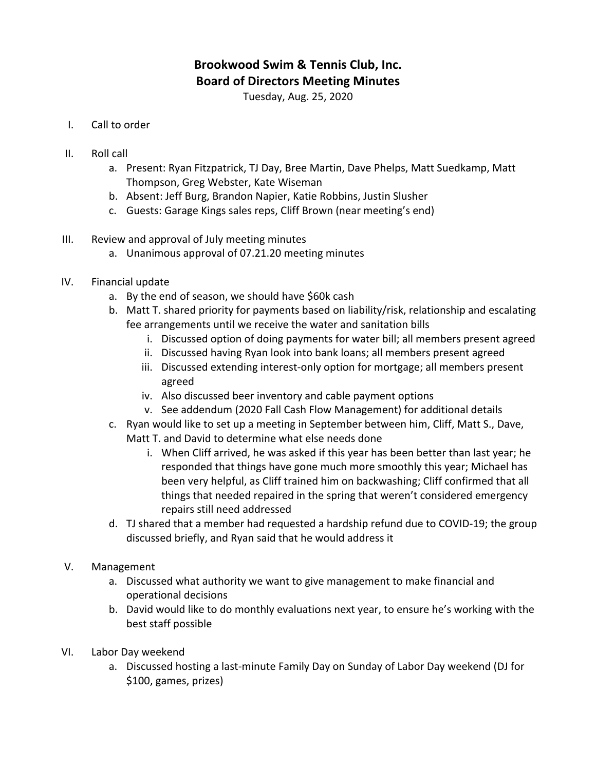# Brookwood Swim & Tennis Club, Inc.
# Board of Directors Meeting Minutes

Tuesday, Aug. 25, 2020

I. Call to order

II. Roll call
   a. Present: Ryan Fitzpatrick, TJ Day, Bree Martin, Dave Phelps, Matt Suedkamp, Matt Thompson, Greg Webster, Kate Wiseman
   b. Absent: Jeff Burg, Brandon Napier, Katie Robbins, Justin Slusher
   c. Guests: Garage Kings sales reps, Cliff Brown (near meeting's end)

III. Review and approval of July meeting minutes
   a. Unanimous approval of 07.21.20 meeting minutes

IV. Financial update
   a. By the end of season, we should have $60k cash
   b. Matt T. shared priority for payments based on liability/risk, relationship and escalating fee arrangements until we receive the water and sanitation bills
      i. Discussed option of doing payments for water bill; all members present agreed
      ii. Discussed having Ryan look into bank loans; all members present agreed
      iii. Discussed extending interest-only option for mortgage; all members present agreed
      iv. Also discussed beer inventory and cable payment options
      v. See addendum (2020 Fall Cash Flow Management) for additional details
   c. Ryan would like to set up a meeting in September between him, Cliff, Matt S., Dave, Matt T. and David to determine what else needs done
      i. When Cliff arrived, he was asked if this year has been better than last year; he responded that things have gone much more smoothly this year; Michael has been very helpful, as Cliff trained him on backwashing; Cliff confirmed that all things that needed repaired in the spring that weren't considered emergency repairs still need addressed
   d. TJ shared that a member had requested a hardship refund due to COVID-19; the group discussed briefly, and Ryan said that he would address it

V. Management
   a. Discussed what authority we want to give management to make financial and operational decisions
   b. David would like to do monthly evaluations next year, to ensure he's working with the best staff possible

VI. Labor Day weekend
   a. Discussed hosting a last-minute Family Day on Sunday of Labor Day weekend (DJ for $100, games, prizes)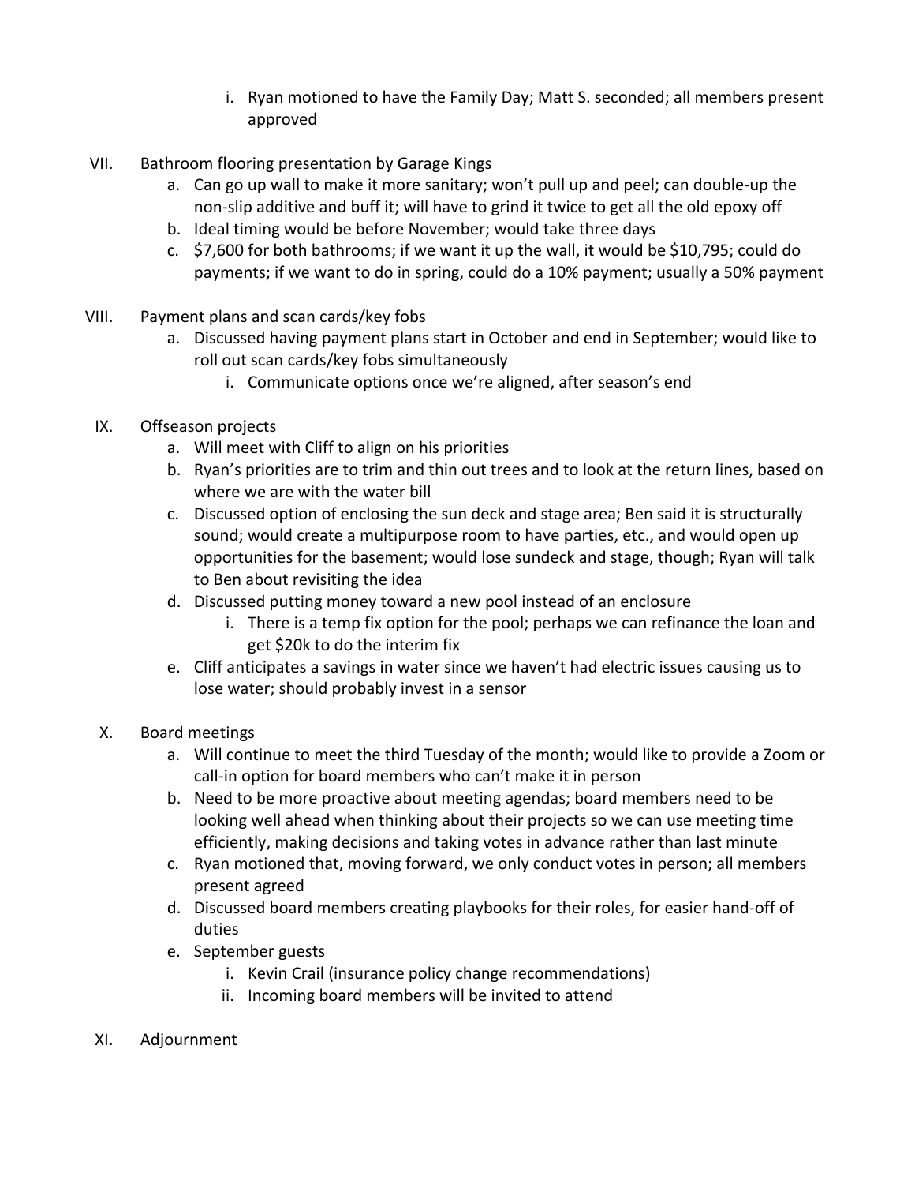i. Ryan motioned to have the Family Day; Matt S. seconded; all members present approved

VII. Bathroom flooring presentation by Garage Kings
   a. Can go up wall to make it more sanitary; won't pull up and peel; can double-up the non-slip additive and buff it; will have to grind it twice to get all the old epoxy off
   b. Ideal timing would be before November; would take three days
   c. $7,600 for both bathrooms; if we want it up the wall, it would be $10,795; could do payments; if we want to do in spring, could do a 10% payment; usually a 50% payment

VIII. Payment plans and scan cards/key fobs
   a. Discussed having payment plans start in October and end in September; would like to roll out scan cards/key fobs simultaneously
      i. Communicate options once we're aligned, after season's end

IX. Offseason projects
   a. Will meet with Cliff to align on his priorities
   b. Ryan's priorities are to trim and thin out trees and to look at the return lines, based on where we are with the water bill
   c. Discussed option of enclosing the sun deck and stage area; Ben said it is structurally sound; would create a multipurpose room to have parties, etc., and would open up opportunities for the basement; would lose sundeck and stage, though; Ryan will talk to Ben about revisiting the idea
   d. Discussed putting money toward a new pool instead of an enclosure
      i. There is a temp fix option for the pool; perhaps we can refinance the loan and get $20k to do the interim fix
   e. Cliff anticipates a savings in water since we haven't had electric issues causing us to lose water; should probably invest in a sensor

X. Board meetings
   a. Will continue to meet the third Tuesday of the month; would like to provide a Zoom or call-in option for board members who can't make it in person
   b. Need to be more proactive about meeting agendas; board members need to be looking well ahead when thinking about their projects so we can use meeting time efficiently, making decisions and taking votes in advance rather than last minute
   c. Ryan motioned that, moving forward, we only conduct votes in person; all members present agreed
   d. Discussed board members creating playbooks for their roles, for easier hand-off of duties
   e. September guests
      i. Kevin Crail (insurance policy change recommendations)
      ii. Incoming board members will be invited to attend

XI. Adjournment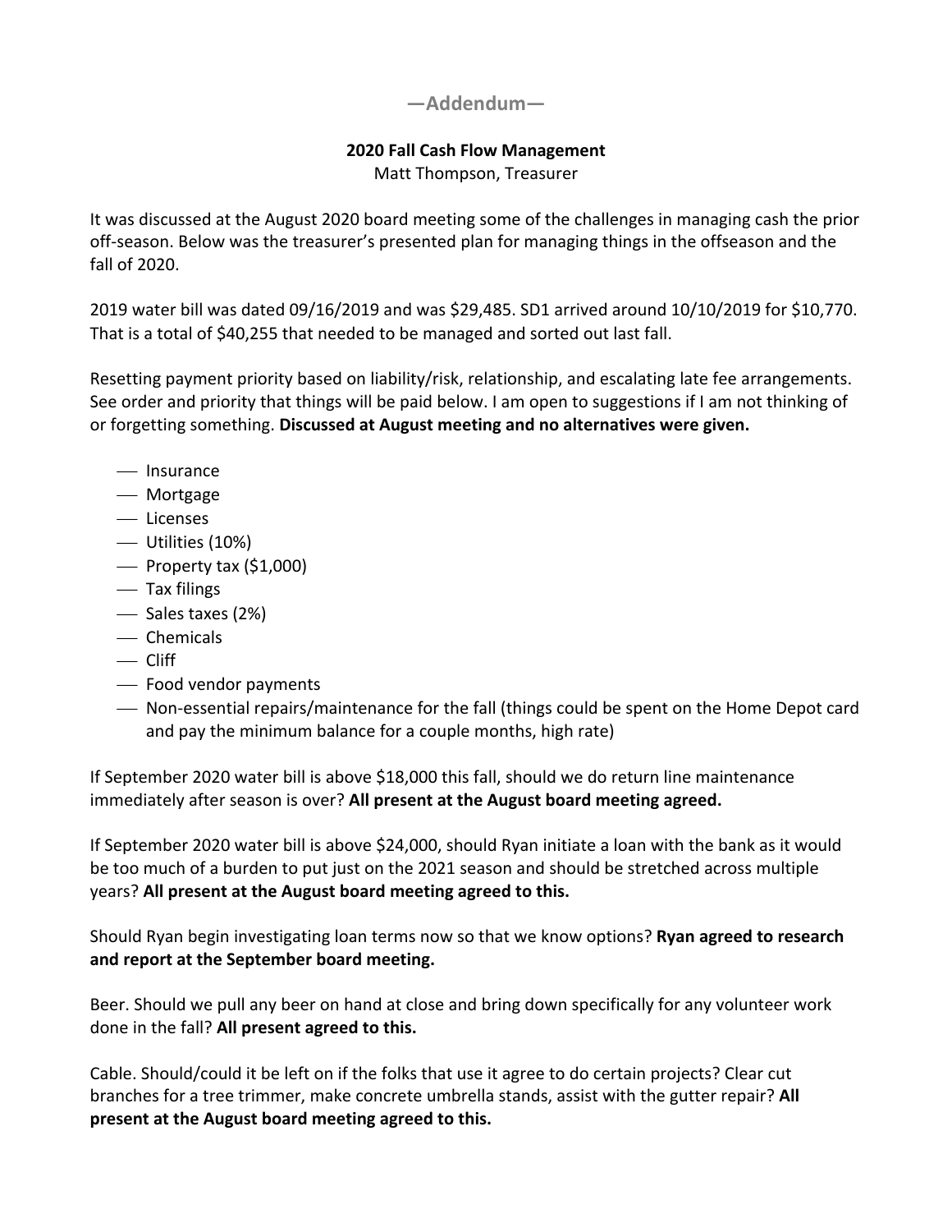## —Addendum—

### 2020 Fall Cash Flow Management

Matt Thompson, Treasurer

It was discussed at the August 2020 board meeting some of the challenges in managing cash the prior off-season. Below was the treasurer's presented plan for managing things in the offseason and the fall of 2020.

2019 water bill was dated 09/16/2019 and was $29,485. SD1 arrived around 10/10/2019 for $10,770. That is a total of $40,255 that needed to be managed and sorted out last fall.

Resetting payment priority based on liability/risk, relationship, and escalating late fee arrangements. See order and priority that things will be paid below. I am open to suggestions if I am not thinking of or forgetting something. **Discussed at August meeting and no alternatives were given.**

- Insurance
- Mortgage
- Licenses
- Utilities (10%)
- Property tax ($1,000)
- Tax filings
- Sales taxes (2%)
- Chemicals
- Cliff
- Food vendor payments
- Non-essential repairs/maintenance for the fall (things could be spent on the Home Depot card and pay the minimum balance for a couple months, high rate)

If September 2020 water bill is above $18,000 this fall, should we do return line maintenance immediately after season is over? **All present at the August board meeting agreed.**

If September 2020 water bill is above $24,000, should Ryan initiate a loan with the bank as it would be too much of a burden to put just on the 2021 season and should be stretched across multiple years? **All present at the August board meeting agreed to this.**

Should Ryan begin investigating loan terms now so that we know options? **Ryan agreed to research and report at the September board meeting.**

Beer. Should we pull any beer on hand at close and bring down specifically for any volunteer work done in the fall? **All present agreed to this.**

Cable. Should/could it be left on if the folks that use it agree to do certain projects? Clear cut branches for a tree trimmer, make concrete umbrella stands, assist with the gutter repair? **All present at the August board meeting agreed to this.**